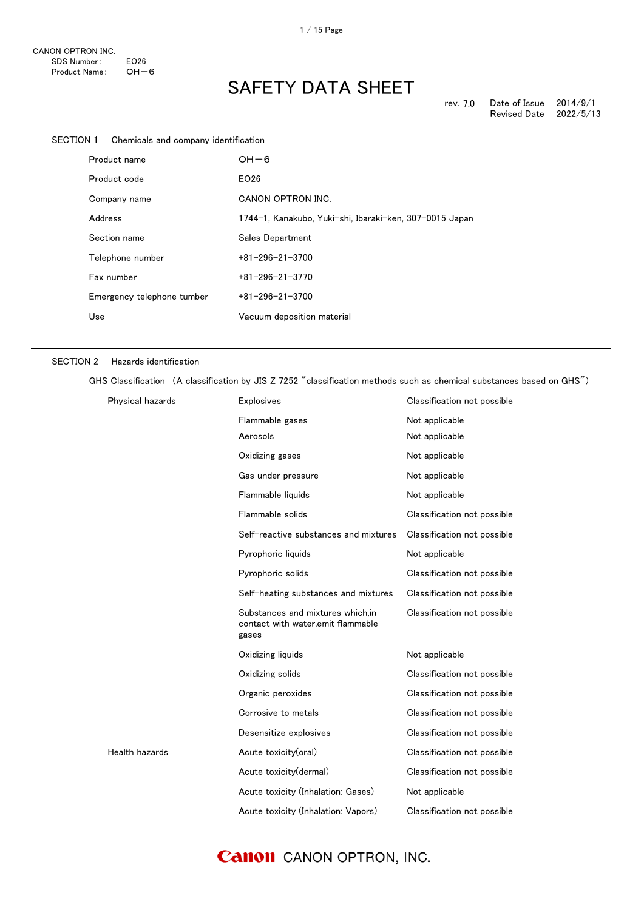CANON OPTRON INC.
SDS Number: EO26
Product Name: OH－6

# SAFETY DATA SHEET

rev. 7.0 Date of Issue 2014/9/1
Revised Date 2022/5/13

## SECTION 1 Chemicals and company identification

| | |
|---|---|
| Product name | OH－6 |
| Product code | EO26 |
| Company name | CANON OPTRON INC. |
| Address | 1744-1, Kanakubo, Yuki-shi, Ibaraki-ken, 307-0015 Japan |
| Section name | Sales Department |
| Telephone number | +81-296-21-3700 |
| Fax number | +81-296-21-3770 |
| Emergency telephone tumber | +81-296-21-3700 |
| Use | Vacuum deposition material |

## SECTION 2 Hazards identification

GHS Classification （A classification by JIS Z 7252 ″classification methods such as chemical substances based on GHS″）

| | | |
|---|---|---|
| Physical hazards | Explosives | Classification not possible |
| | Flammable gases | Not applicable |
| | Aerosols | Not applicable |
| | Oxidizing gases | Not applicable |
| | Gas under pressure | Not applicable |
| | Flammable liquids | Not applicable |
| | Flammable solids | Classification not possible |
| | Self-reactive substances and mixtures | Classification not possible |
| | Pyrophoric liquids | Not applicable |
| | Pyrophoric solids | Classification not possible |
| | Self-heating substances and mixtures | Classification not possible |
| | Substances and mixtures which,in contact with water,emit flammable gases | Classification not possible |
| | Oxidizing liquids | Not applicable |
| | Oxidizing solids | Classification not possible |
| | Organic peroxides | Classification not possible |
| | Corrosive to metals | Classification not possible |
| | Desensitize explosives | Classification not possible |
| Health hazards | Acute toxicity(oral) | Classification not possible |
| | Acute toxicity(dermal) | Classification not possible |
| | Acute toxicity (Inhalation: Gases) | Not applicable |
| | Acute toxicity (Inhalation: Vapors) | Classification not possible |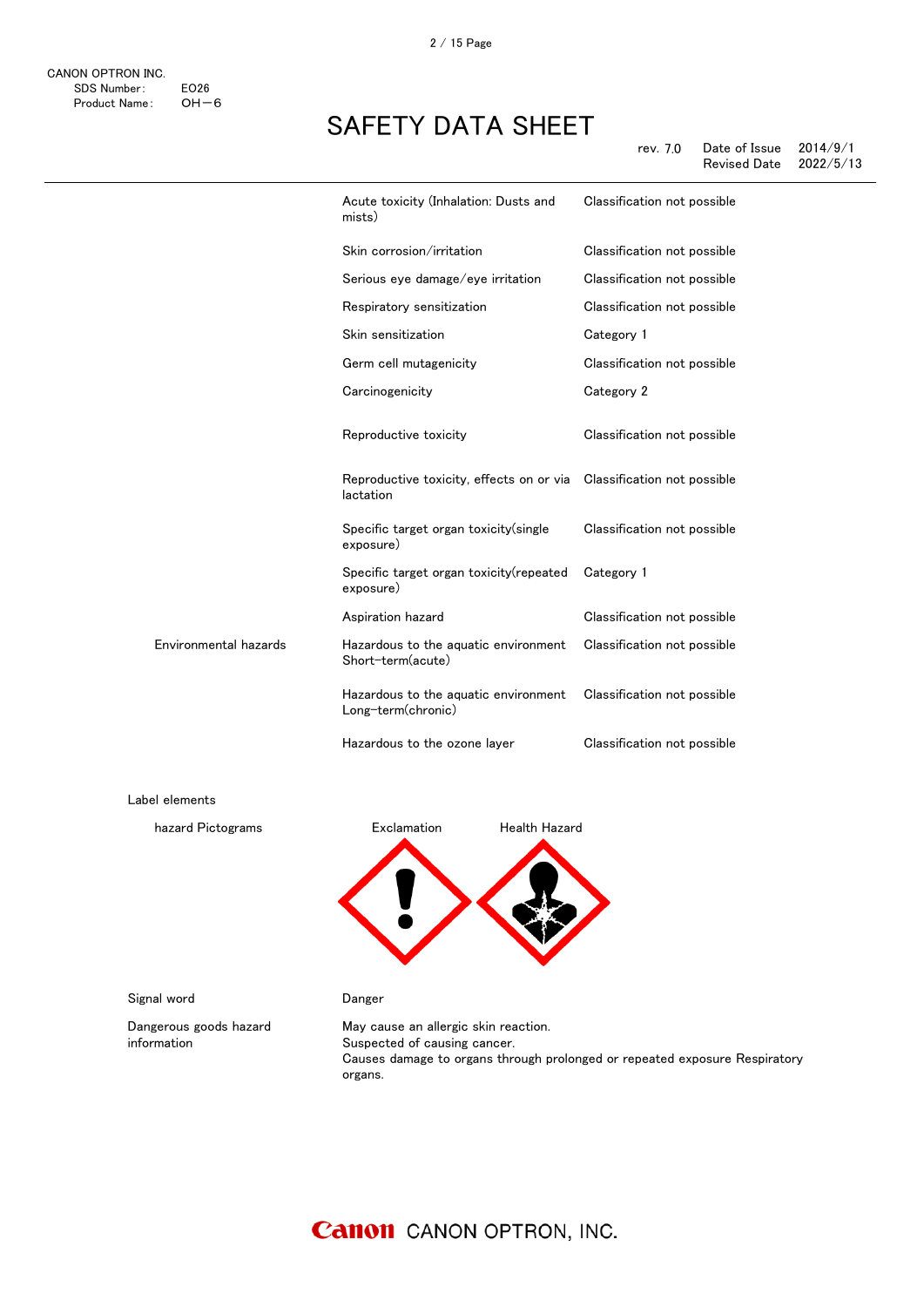| | | |
|---|---|---|
| | Acute toxicity (Inhalation: Dusts and mists) | Classification not possible |
| | Skin corrosion/irritation | Classification not possible |
| | Serious eye damage/eye irritation | Classification not possible |
| | Respiratory sensitization | Classification not possible |
| | Skin sensitization | Category 1 |
| | Germ cell mutagenicity | Classification not possible |
| | Carcinogenicity | Category 2 |
| | Reproductive toxicity | Classification not possible |
| | Reproductive toxicity, effects on or via lactation | Classification not possible |
| | Specific target organ toxicity(single exposure) | Classification not possible |
| | Specific target organ toxicity(repeated exposure) | Category 1 |
| | Aspiration hazard | Classification not possible |
| Environmental hazards | Hazardous to the aquatic environment Short-term(acute) | Classification not possible |
| | Hazardous to the aquatic environment Long-term(chronic) | Classification not possible |
| | Hazardous to the ozone layer | Classification not possible |

Label elements

hazard Pictograms: Exclamation, Health Hazard

Signal word: Danger

Dangerous goods hazard information:

May cause an allergic skin reaction.
Suspected of causing cancer.
Causes damage to organs through prolonged or repeated exposure Respiratory organs.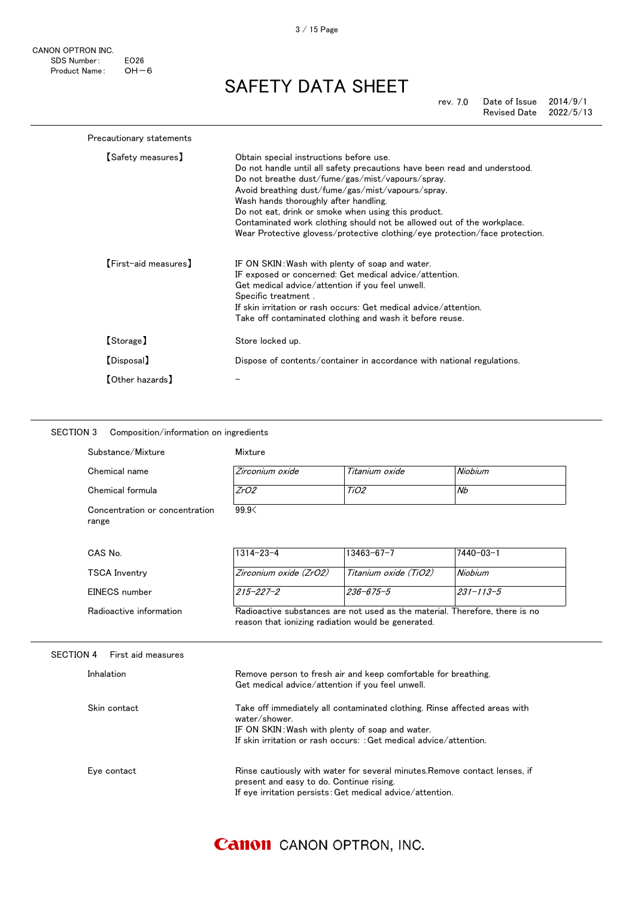Precautionary statements

| | |
|---|---|
| 【Safety measures】 | Obtain special instructions before use.<br>Do not handle until all safety precautions have been read and understood.<br>Do not breathe dust/fume/gas/mist/vapours/spray.<br>Avoid breathing dust/fume/gas/mist/vapours/spray.<br>Wash hands thoroughly after handling.<br>Do not eat, drink or smoke when using this product.<br>Contaminated work clothing should not be allowed out of the workplace.<br>Wear Protective glovess/protective clothing/eye protection/face protection. |
| 【First-aid measures】 | IF ON SKIN：Wash with plenty of soap and water.<br>IF exposed or concerned: Get medical advice/attention.<br>Get medical advice/attention if you feel unwell.<br>Specific treatment .<br>If skin irritation or rash occurs: Get medical advice/attention.<br>Take off contaminated clothing and wash it before reuse. |
| 【Storage】 | Store locked up. |
| 【Disposal】 | Dispose of contents/container in accordance with national regulations. |
| 【Other hazards】 | － |

## SECTION 3　Composition/information on ingredients

Substance/Mixture: Mixture

| | | | |
|---|---|---|---|
| Chemical name | *Zirconium oxide* | *Titanium oxide* | *Niobium* |
| Chemical formula | *$ZrO_2$* | *$TiO_2$* | *Nb* |
| Concentration or concentration range | 99.9< | | |
| CAS No. | 1314-23-4 | 13463-67-7 | 7440-03-1 |
| TSCA Inventry | *Zirconium oxide ($ZrO_2$)* | *Titanium oxide ($TiO_2$)* | *Niobium* |
| EINECS number | *215-227-2* | *236-675-5* | *231-113-5* |

Radioactive information: Radioactive substances are not used as the material. Therefore, there is no reason that ionizing radiation would be generated.

## SECTION 4　First aid measures

| | |
|---|---|
| Inhalation | Remove person to fresh air and keep comfortable for breathing.<br>Get medical advice/attention if you feel unwell. |
| Skin contact | Take off immediately all contaminated clothing. Rinse affected areas with water/shower.<br>IF ON SKIN：Wash with plenty of soap and water.<br>If skin irritation or rash occurs: ：Get medical advice/attention. |
| Eye contact | Rinse cautiously with water for several minutes.Remove contact lenses, if present and easy to do. Continue rising.<br>If eye irritation persists：Get medical advice/attention. |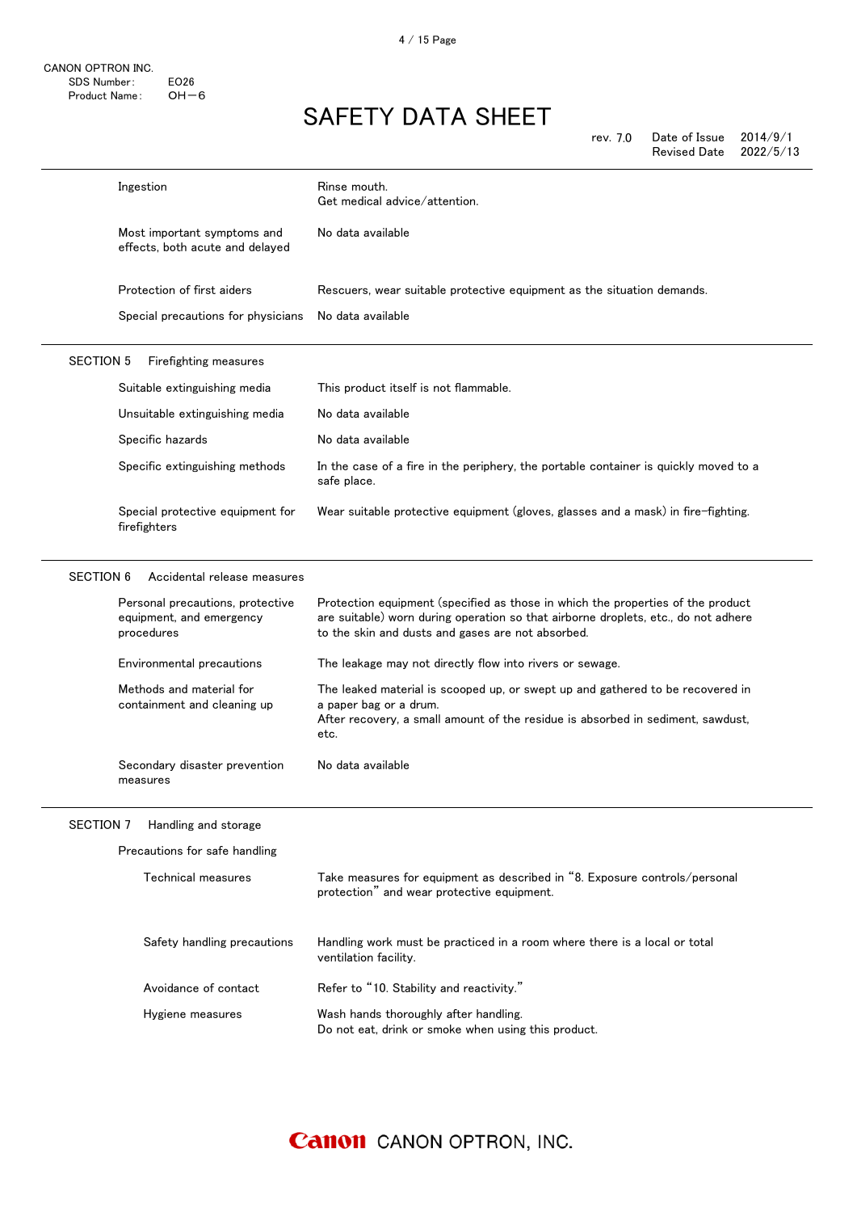| | |
|---|---|
| Ingestion | Rinse mouth.<br>Get medical advice/attention. |
| Most important symptoms and effects, both acute and delayed | No data available |
| Protection of first aiders | Rescuers, wear suitable protective equipment as the situation demands. |
| Special precautions for physicians | No data available |

## SECTION 5 Firefighting measures

| | |
|---|---|
| Suitable extinguishing media | This product itself is not flammable. |
| Unsuitable extinguishing media | No data available |
| Specific hazards | No data available |
| Specific extinguishing methods | In the case of a fire in the periphery, the portable container is quickly moved to a safe place. |
| Special protective equipment for firefighters | Wear suitable protective equipment (gloves, glasses and a mask) in fire-fighting. |

## SECTION 6 Accidental release measures

| | |
|---|---|
| Personal precautions, protective equipment, and emergency procedures | Protection equipment (specified as those in which the properties of the product are suitable) worn during operation so that airborne droplets, etc., do not adhere to the skin and dusts and gases are not absorbed. |
| Environmental precautions | The leakage may not directly flow into rivers or sewage. |
| Methods and material for containment and cleaning up | The leaked material is scooped up, or swept up and gathered to be recovered in a paper bag or a drum.<br>After recovery, a small amount of the residue is absorbed in sediment, sawdust, etc. |
| Secondary disaster prevention measures | No data available |

## SECTION 7 Handling and storage

Precautions for safe handling

| | |
|---|---|
| Technical measures | Take measures for equipment as described in "8. Exposure controls/personal protection" and wear protective equipment. |
| Safety handling precautions | Handling work must be practiced in a room where there is a local or total ventilation facility. |
| Avoidance of contact | Refer to "10. Stability and reactivity." |
| Hygiene measures | Wash hands thoroughly after handling.<br>Do not eat, drink or smoke when using this product. |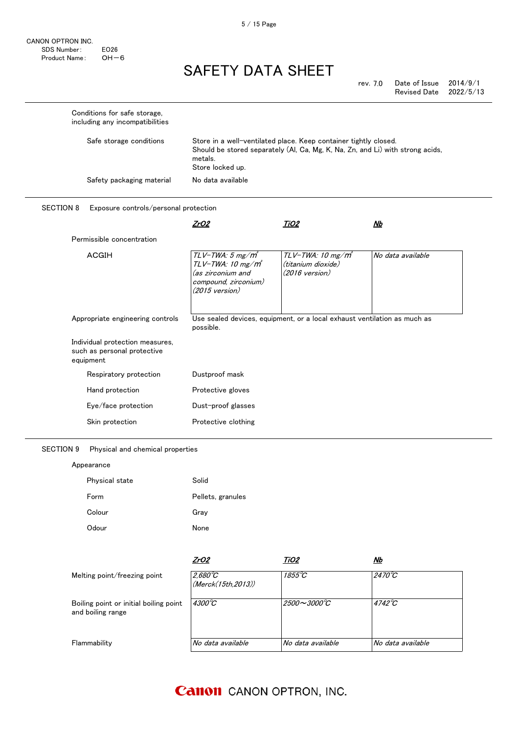Conditions for safe storage, including any incompatibilities

| | |
|---|---|
| Safe storage conditions | Store in a well-ventilated place. Keep container tightly closed.<br>Should be stored separately (Al, Ca, Mg, K, Na, Zn, and Li) with strong acids, metals.<br>Store locked up. |
| Safety packaging material | No data available |

## SECTION 8 Exposure controls/personal protection

| | *ZrO2* | *TiO2* | *Nb* |
|---|---|---|---|
| Permissible concentration | | | |
| ACGIH | *TLV-TWA: 5 mg/㎥*<br>*TLV-TWA: 10 mg/㎥*<br>*(as zirconium and compound, zirconium)*<br>*(2015 version)* | *TLV-TWA: 10 mg/㎥*<br>*(titanium dioxide)*<br>*(2016 version)* | *No data available* |

Appropriate engineering controls: Use sealed devices, equipment, or a local exhaust ventilation as much as possible.

Individual protection measures, such as personal protective equipment

| | |
|---|---|
| Respiratory protection | Dustproof mask |
| Hand protection | Protective gloves |
| Eye/face protection | Dust-proof glasses |
| Skin protection | Protective clothing |

## SECTION 9 Physical and chemical properties

Appearance

| | |
|---|---|
| Physical state | Solid |
| Form | Pellets, granules |
| Colour | Gray |
| Odour | None |

| | *ZrO2* | *TiO2* | *Nb* |
|---|---|---|---|
| Melting point/freezing point | *2,680℃*<br>*(Merck(15th,2013))* | *1855℃* | *2470℃* |
| Boiling point or initial boiling point and boiling range | *4300℃* | *2500～3000℃* | *4742℃* |
| Flammability | *No data available* | *No data available* | *No data available* |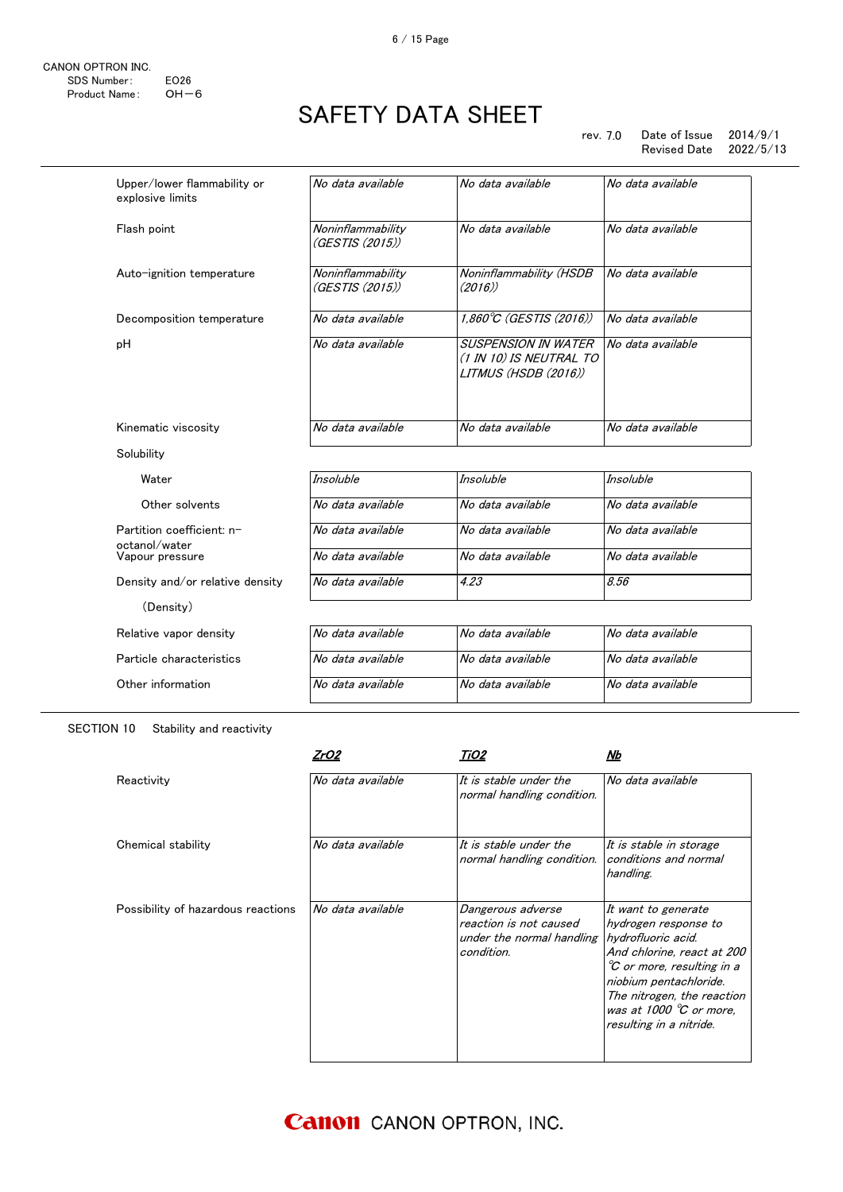CANON OPTRON INC.
SDS Number: EO26
Product Name: OH−6

# SAFETY DATA SHEET

rev. 7.0 Date of Issue 2014/9/1
Revised Date 2022/5/13

| | | | |
|---|---|---|---|
| Upper/lower flammability or explosive limits | *No data available* | *No data available* | *No data available* |
| Flash point | *Noninflammability (GESTIS (2015))* | *No data available* | *No data available* |
| Auto-ignition temperature | *Noninflammability (GESTIS (2015))* | *Noninflammability (HSDB (2016))* | *No data available* |
| Decomposition temperature | *No data available* | *1,860℃ (GESTIS (2016))* | *No data available* |
| pH | *No data available* | *SUSPENSION IN WATER (1 IN 10) IS NEUTRAL TO LITMUS (HSDB (2016))* | *No data available* |
| Kinematic viscosity | *No data available* | *No data available* | *No data available* |
| Solubility | | | |
| Water | *Insoluble* | *Insoluble* | *Insoluble* |
| Other solvents | *No data available* | *No data available* | *No data available* |
| Partition coefficient: n-octanol/water | *No data available* | *No data available* | *No data available* |
| Vapour pressure | *No data available* | *No data available* | *No data available* |
| Density and/or relative density (Density) | *No data available* | *4.23* | *8.56* |
| Relative vapor density | *No data available* | *No data available* | *No data available* |
| Particle characteristics | *No data available* | *No data available* | *No data available* |
| Other information | *No data available* | *No data available* | *No data available* |

## SECTION 10 Stability and reactivity

| | ***ZrO2*** | ***TiO2*** | ***Nb*** |
|---|---|---|---|
| Reactivity | *No data available* | *It is stable under the normal handling condition.* | *No data available* |
| Chemical stability | *No data available* | *It is stable under the normal handling condition.* | *It is stable in storage conditions and normal handling.* |
| Possibility of hazardous reactions | *No data available* | *Dangerous adverse reaction is not caused under the normal handling condition.* | *It want to generate hydrogen response to hydrofluoric acid. And chlorine, react at 200 ℃ or more, resulting in a niobium pentachloride. The nitrogen, the reaction was at 1000 ℃ or more, resulting in a nitride.* |

CANON OPTRON, INC.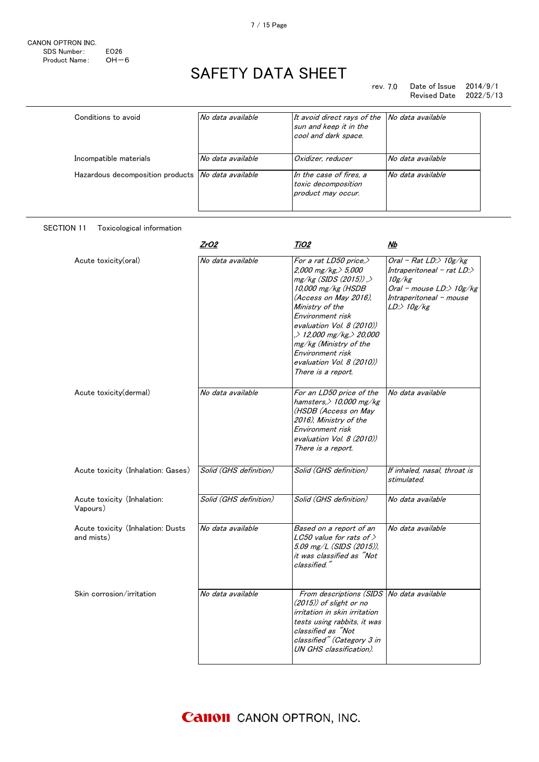| | | | |
|---|---|---|---|
| Conditions to avoid | *No data available* | *It avoid direct rays of the sun and keep it in the cool and dark space.* | *No data available* |
| Incompatible materials | *No data available* | *Oxidizer, reducer* | *No data available* |
| Hazardous decomposition products | *No data available* | *In the case of fires, a toxic decomposition product may occur.* | *No data available* |

## SECTION 11 Toxicological information

| | ***ZrO2*** | ***TiO2*** | ***Nb*** |
|---|---|---|---|
| Acute toxicity(oral) | *No data available* | *For a rat LD50 price,> 2,000 mg/kg,> 5,000 mg/kg (SIDS (2015)) ,> 10,000 mg/kg (HSDB (Access on May 2016), Ministry of the Environment risk evaluation Vol. 8 (2010)) ,> 12,000 mg/kg,> 20,000 mg/kg (Ministry of the Environment risk evaluation Vol. 8 (2010)) There is a report.* | *Oral – Rat LD:> 10g/kg Intraperitoneal – rat LD:> 10g/kg Oral – mouse LD:> 10g/kg Intraperitoneal – mouse LD:> 10g/kg* |
| Acute toxicity(dermal) | *No data available* | *For an LD50 price of the hamsters,> 10,000 mg/kg (HSDB (Access on May 2016), Ministry of the Environment risk evaluation Vol. 8 (2010)) There is a report.* | *No data available* |
| Acute toxicity (Inhalation: Gases) | *Solid (GHS definition)* | *Solid (GHS definition)* | *If inhaled, nasal, throat is stimulated.* |
| Acute toxicity (Inhalation: Vapours) | *Solid (GHS definition)* | *Solid (GHS definition)* | *No data available* |
| Acute toxicity (Inhalation: Dusts and mists) | *No data available* | *Based on a report of an LC50 value for rats of > 5.09 mg/L (SIDS (2015)), it was classified as "Not classified."* | *No data available* |
| Skin corrosion/irritation | *No data available* | *From descriptions (SIDS (2015)) of slight or no irritation in skin irritation tests using rabbits, it was classified as "Not classified" (Category 3 in UN GHS classification).* | *No data available* |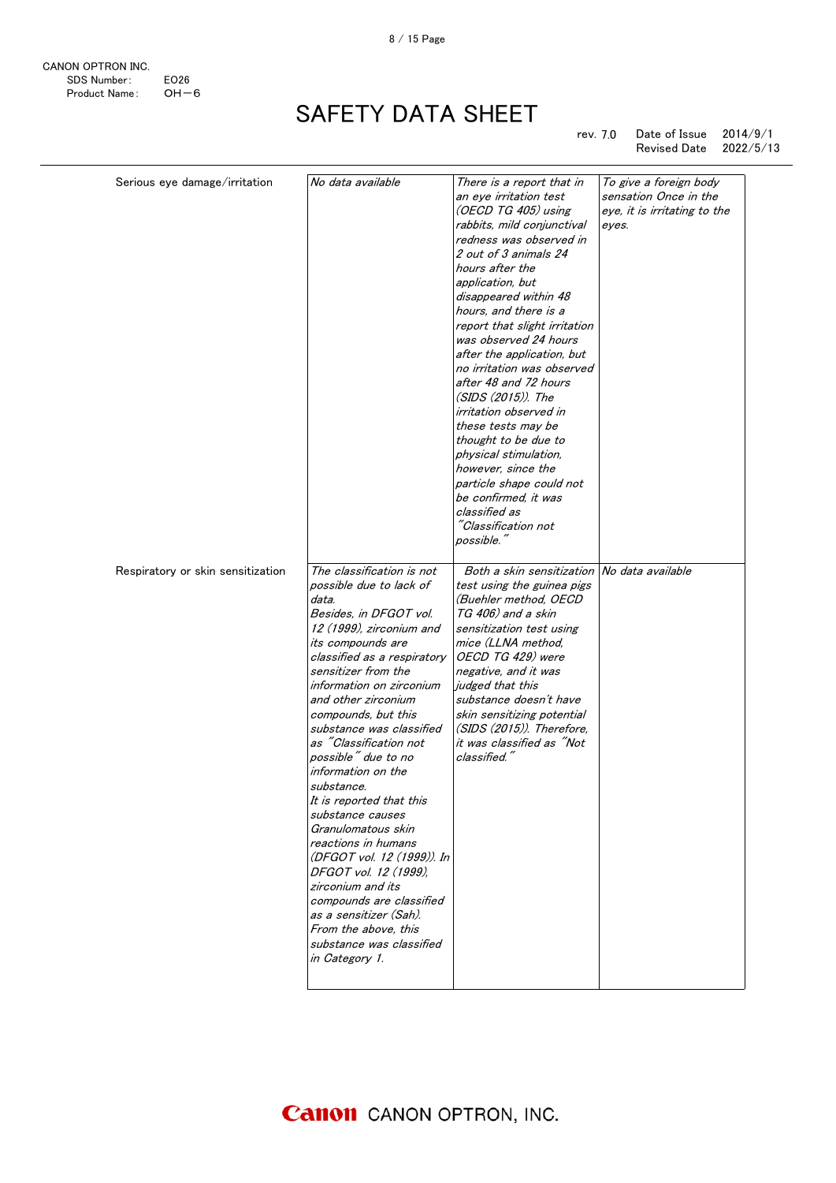| | | | |
|---|---|---|---|
| Serious eye damage/irritation | *No data available* | *There is a report that in an eye irritation test (OECD TG 405) using rabbits, mild conjunctival redness was observed in 2 out of 3 animals 24 hours after the application, but disappeared within 48 hours, and there is a report that slight irritation was observed 24 hours after the application, but no irritation was observed after 48 and 72 hours (SIDS (2015)). The irritation observed in these tests may be thought to be due to physical stimulation, however, since the particle shape could not be confirmed, it was classified as "Classification not possible."* | *To give a foreign body sensation Once in the eye, it is irritating to the eyes.* |
| Respiratory or skin sensitization | *The classification is not possible due to lack of data.*<br>*Besides, in DFGOT vol. 12 (1999), zirconium and its compounds are classified as a respiratory sensitizer from the information on zirconium and other zirconium compounds, but this substance was classified as "Classification not possible" due to no information on the substance.*<br>*It is reported that this substance causes Granulomatous skin reactions in humans (DFGOT vol. 12 (1999)). In DFGOT vol. 12 (1999), zirconium and its compounds are classified as a sensitizer (Sah). From the above, this substance was classified in Category 1.* | *Both a skin sensitization test using the guinea pigs (Buehler method, OECD TG 406) and a skin sensitization test using mice (LLNA method, OECD TG 429) were negative, and it was judged that this substance doesn't have skin sensitizing potential (SIDS (2015)). Therefore, it was classified as "Not classified."* | *No data available* |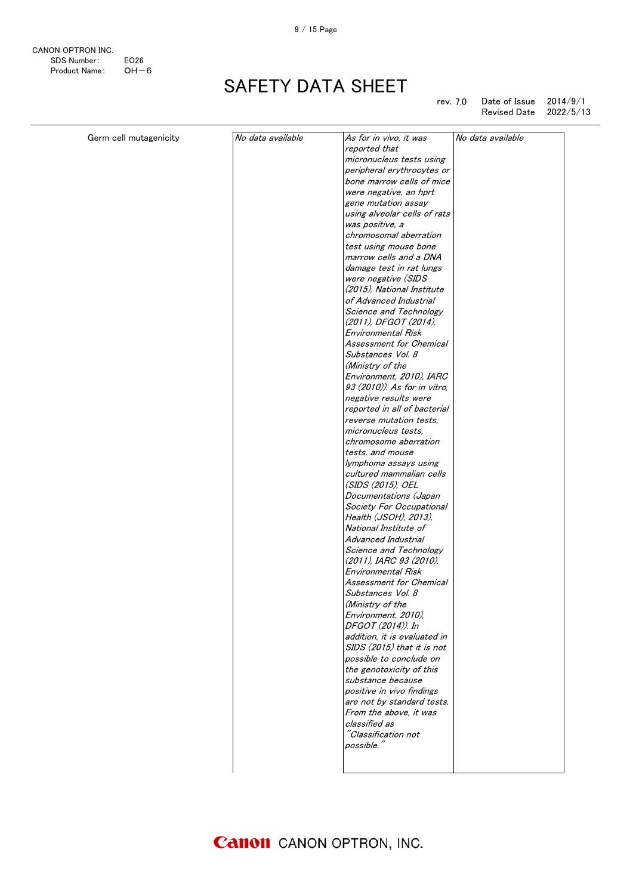CANON OPTRON INC.
SDS Number: E026
Product Name: OH−6

# SAFETY DATA SHEET

rev. 7.0 Date of Issue 2014/9/1
Revised Date 2022/5/13

| | | | |
|---|---|---|---|
| Germ cell mutagenicity | *No data available* | *As for in vivo, it was reported that micronucleus tests using peripheral erythrocytes or bone marrow cells of mice were negative, an hprt gene mutation assay using alveolar cells of rats was positive, a chromosomal aberration test using mouse bone marrow cells and a DNA damage test in rat lungs were negative (SIDS (2015), National Institute of Advanced Industrial Science and Technology (2011), DFGOT (2014), Environmental Risk Assessment for Chemical Substances Vol. 8 (Ministry of the Environment, 2010), IARC 93 (2010)). As for in vitro, negative results were reported in all of bacterial reverse mutation tests, micronucleus tests, chromosome aberration tests, and mouse lymphoma assays using cultured mammalian cells (SIDS (2015), OEL Documentations (Japan Society For Occupational Health (JSOH), 2013), National Institute of Advanced Industrial Science and Technology (2011), IARC 93 (2010), Environmental Risk Assessment for Chemical Substances Vol. 8 (Ministry of the Environment, 2010), DFGOT (2014)). In addition, it is evaluated in SIDS (2015) that it is not possible to conclude on the genotoxicity of this substance because positive in vivo findings are not by standard tests. From the above, it was classified as "Classification not possible."* | *No data available* |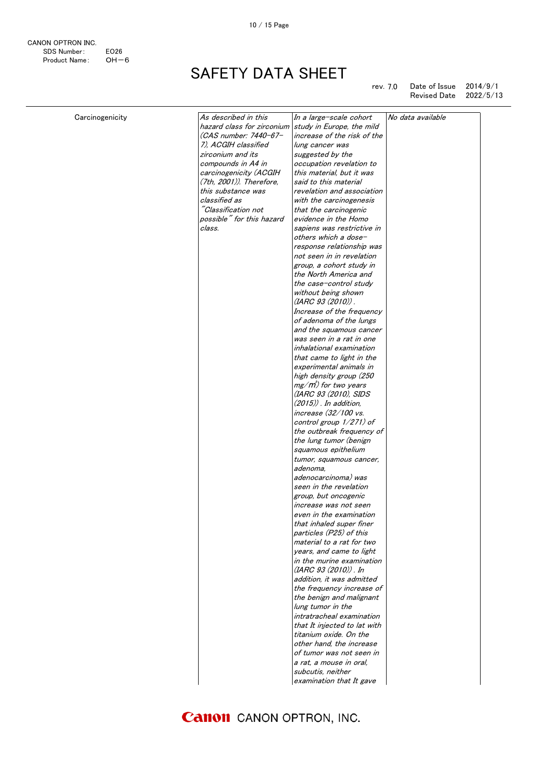CANON OPTRON INC.
SDS Number: E026
Product Name: OH－6

# SAFETY DATA SHEET

rev. 7.0 Date of Issue 2014/9/1
Revised Date 2022/5/13

| | | | |
|---|---|---|---|
| Carcinogenicity | *As described in this hazard class for zirconium (CAS number: 7440-67-7), ACGIH classified zirconium and its compounds in A4 in carcinogenicity (ACGIH (7th, 2001)). Therefore, this substance was classified as "Classification not possible" for this hazard class.* | *In a large-scale cohort study in Europe, the mild increase of the risk of the lung cancer was suggested by the occupation revelation to this material, but it was said to this material revelation and association with the carcinogenesis that the carcinogenic evidence in the Homo sapiens was restrictive in others which a dose-response relationship was not seen in in revelation group, a cohort study in the North America and the case-control study without being shown (IARC 93 (2010)). Increase of the frequency of adenoma of the lungs and the squamous cancer was seen in a rat in one inhalational examination that came to light in the experimental animals in high density group (250 mg/m³) for two years (IARC 93 (2010), SIDS (2015)). In addition, increase (32/100 vs. control group 1/271) of the outbreak frequency of the lung tumor (benign squamous epithelium tumor, squamous cancer, adenoma, adenocarcinoma) was seen in the revelation group, but oncogenic increase was not seen even in the examination that inhaled super finer particles (P25) of this material to a rat for two years, and came to light in the murine examination (IARC 93 (2010)). In addition, it was admitted the frequency increase of the benign and malignant lung tumor in the intratracheal examination that It injected to lat with titanium oxide. On the other hand, the increase of tumor was not seen in a rat, a mouse in oral, subcutis, neither examination that It gave* | *No data available* |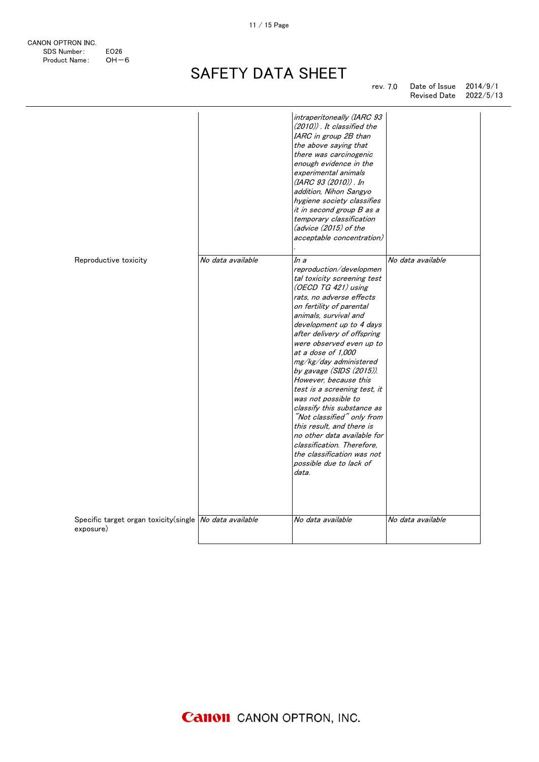CANON OPTRON INC.
SDS Number: E026
Product Name: OH−6

# SAFETY DATA SHEET

rev. 7.0 Date of Issue 2014/9/1
Revised Date 2022/5/13

| | | | |
|---|---|---|---|
| | | *intraperitoneally (IARC 93 (2010)). It classified the IARC in group 2B than the above saying that there was carcinogenic enough evidence in the experimental animals (IARC 93 (2010)). In addition, Nihon Sangyo hygiene society classifies it in second group B as a temporary classification (advice (2015) of the acceptable concentration).* | |
| Reproductive toxicity | *No data available* | *In a reproduction/developmental toxicity screening test (OECD TG 421) using rats, no adverse effects on fertility of parental animals, survival and development up to 4 days after delivery of offspring were observed even up to at a dose of 1,000 mg/kg/day administered by gavage (SIDS (2015)). However, because this test is a screening test, it was not possible to classify this substance as "Not classified" only from this result, and there is no other data available for classification. Therefore, the classification was not possible due to lack of data.* | *No data available* |
| Specific target organ toxicity(single exposure) | *No data available* | *No data available* | *No data available* |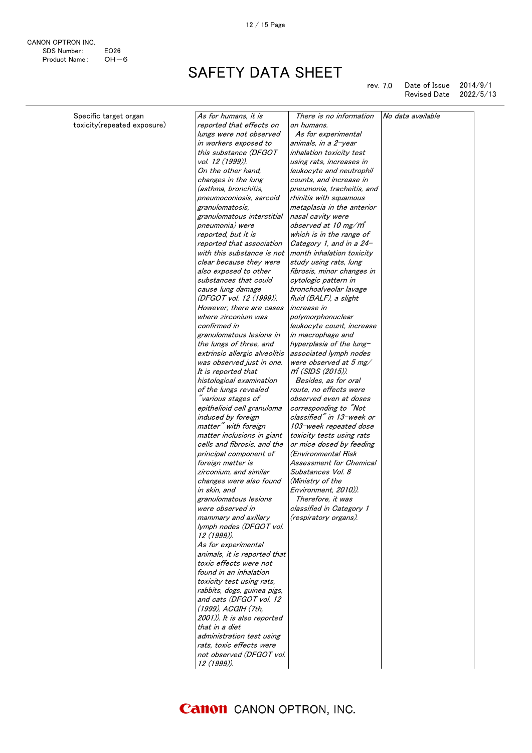CANON OPTRON INC.
SDS Number: EO26
Product Name: OH−6

# SAFETY DATA SHEET

rev. 7.0 Date of Issue 2014/9/1
Revised Date 2022/5/13

| | | | |
|---|---|---|---|
| Specific target organ toxicity(repeated exposure) | *As for humans, it is reported that effects on lungs were not observed in workers exposed to this substance (DFGOT vol. 12 (1999)). On the other hand, changes in the lung (asthma, bronchitis, pneumoconiosis, sarcoid granulomatosis, granulomatous interstitial pneumonia) were reported, but it is reported that association with this substance is not clear because they were also exposed to other substances that could cause lung damage (DFGOT vol. 12 (1999)). However, there are cases where zirconium was confirmed in granulomatous lesions in the lungs of three, and extrinsic allergic alveolitis was observed just in one. It is reported that histological examination of the lungs revealed "various stages of epithelioid cell granuloma induced by foreign matter" with foreign matter inclusions in giant cells and fibrosis, and the principal component of foreign matter is zirconium, and similar changes were also found in skin, and granulomatous lesions were observed in mammary and axillary lymph nodes (DFGOT vol. 12 (1999)). As for experimental animals, it is reported that toxic effects were not found in an inhalation toxicity test using rats, rabbits, dogs, guinea pigs, and cats (DFGOT vol. 12 (1999), ACGIH (7th, 2001)). It is also reported that in a diet administration test using rats, toxic effects were not observed (DFGOT vol. 12 (1999)).* | *There is no information on humans. As for experimental animals, in a 2-year inhalation toxicity test using rats, increases in leukocyte and neutrophil counts, and increase in pneumonia, tracheitis, and rhinitis with squamous metaplasia in the anterior nasal cavity were observed at 10 mg/m³ which is in the range of Category 1, and in a 24-month inhalation toxicity study using rats, lung fibrosis, minor changes in cytologic pattern in bronchoalveolar lavage fluid (BALF), a slight increase in polymorphonuclear leukocyte count, increase in macrophage and hyperplasia of the lung-associated lymph nodes were observed at 5 mg/m³ (SIDS (2015)). Besides, as for oral route, no effects were observed even at doses corresponding to "Not classified" in 13-week or 103-week repeated dose toxicity tests using rats or mice dosed by feeding (Environmental Risk Assessment for Chemical Substances Vol. 8 (Ministry of the Environment, 2010)). Therefore, it was classified in Category 1 (respiratory organs).* | *No data available* |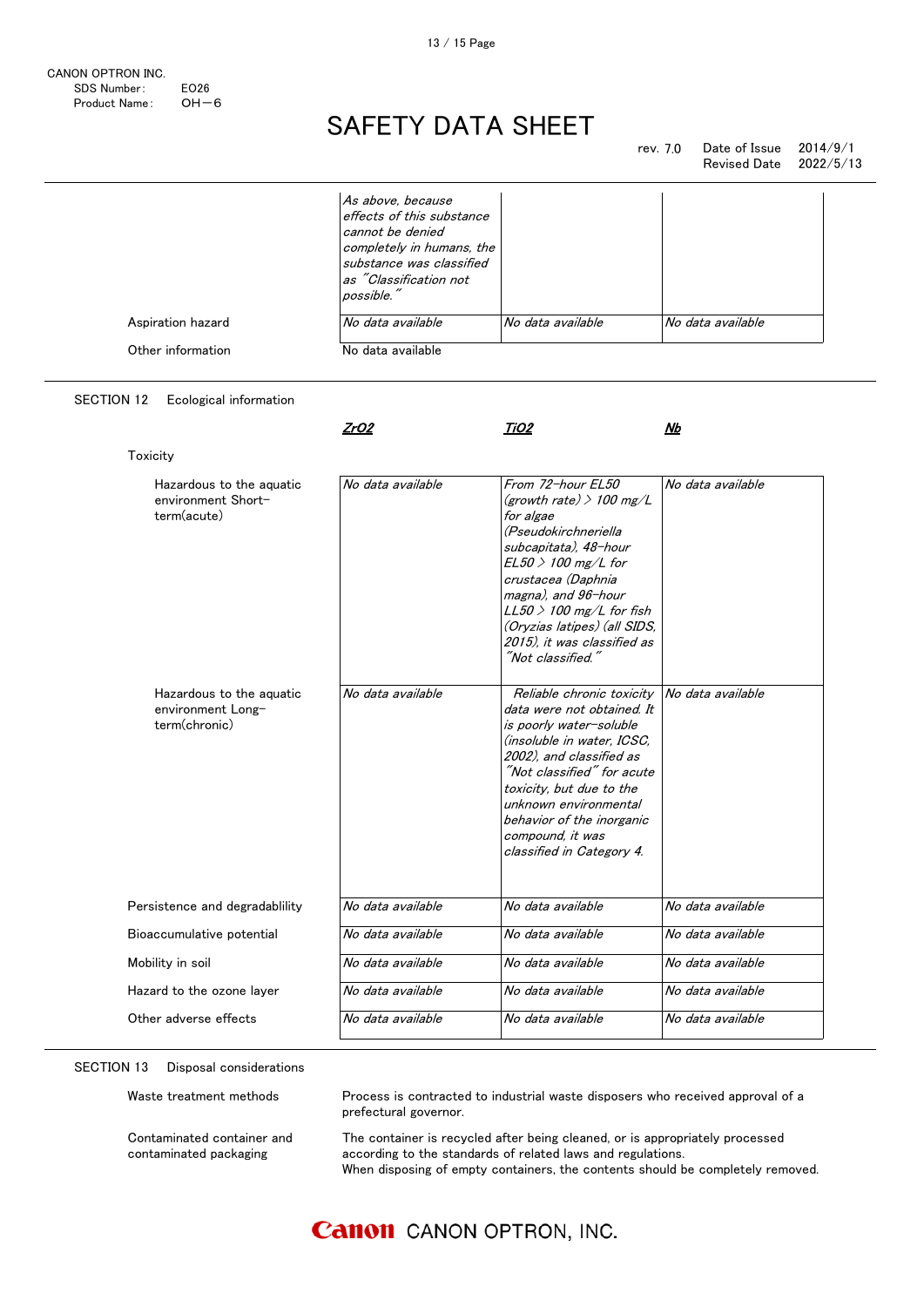| | | | |
|---|---|---|---|
| | *As above, because effects of this substance cannot be denied completely in humans, the substance was classified as "Classification not possible."* | | |
| Aspiration hazard | *No data available* | *No data available* | *No data available* |

Other information　　No data available

## SECTION 12　Ecological information

| | ***ZrO2*** | ***TiO2*** | ***Nb*** |
|---|---|---|---|
| Toxicity | | | |
| Hazardous to the aquatic environment Short-term(acute) | *No data available* | *From 72-hour EL50 (growth rate) > 100 mg/L for algae (Pseudokirchneriella subcapitata), 48-hour EL50 > 100 mg/L for crustacea (Daphnia magna), and 96-hour LL50 > 100 mg/L for fish (Oryzias latipes) (all SIDS, 2015), it was classified as "Not classified."* | *No data available* |
| Hazardous to the aquatic environment Long-term(chronic) | *No data available* | *Reliable chronic toxicity data were not obtained. It is poorly water-soluble (insoluble in water, ICSC, 2002), and classified as "Not classified" for acute toxicity, but due to the unknown environmental behavior of the inorganic compound, it was classified in Category 4.* | *No data available* |
| Persistence and degradablility | *No data available* | *No data available* | *No data available* |
| Bioaccumulative potential | *No data available* | *No data available* | *No data available* |
| Mobility in soil | *No data available* | *No data available* | *No data available* |
| Hazard to the ozone layer | *No data available* | *No data available* | *No data available* |
| Other adverse effects | *No data available* | *No data available* | *No data available* |

## SECTION 13　Disposal considerations

| | |
|---|---|
| Waste treatment methods | Process is contracted to industrial waste disposers who received approval of a prefectural governor. |
| Contaminated container and contaminated packaging | The container is recycled after being cleaned, or is appropriately processed according to the standards of related laws and regulations. When disposing of empty containers, the contents should be completely removed. |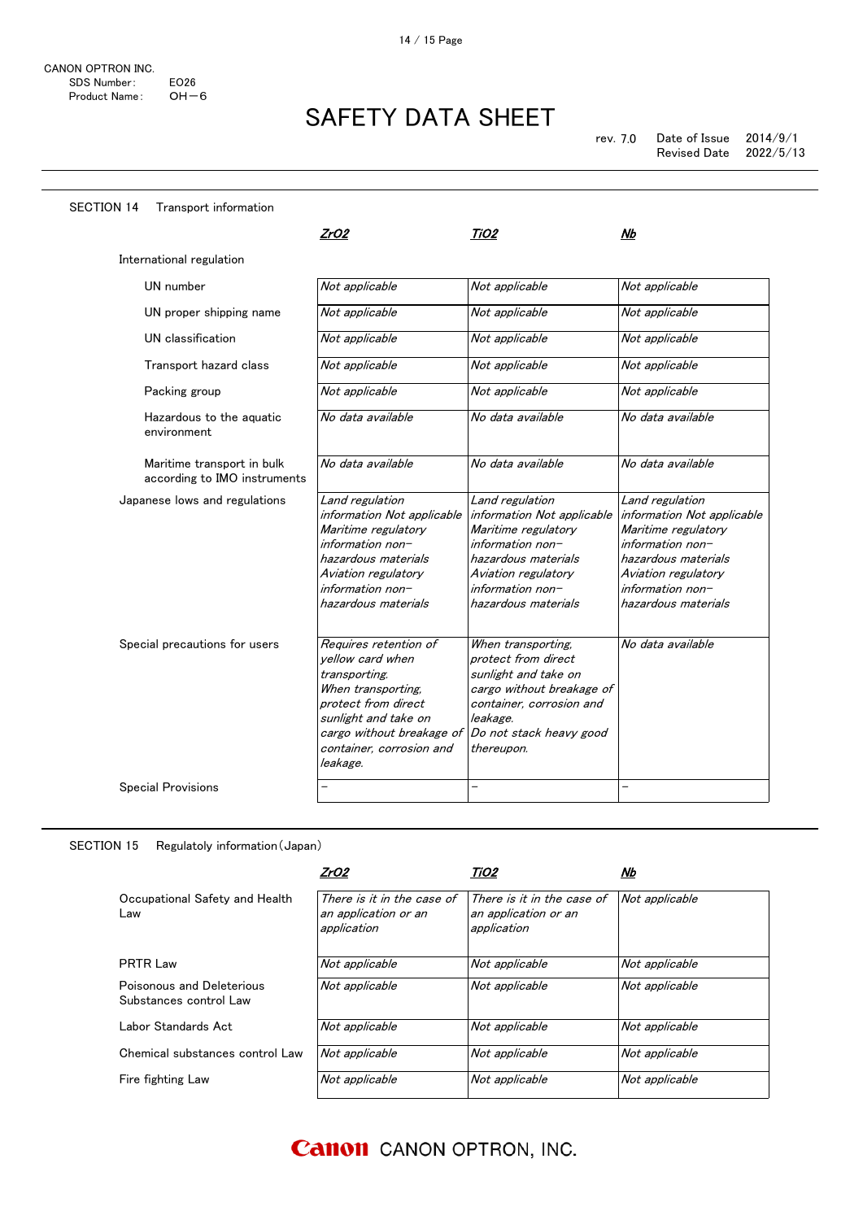CANON OPTRON INC.
SDS Number: E026
Product Name: OH－6

# SAFETY DATA SHEET

rev. 7.0 Date of Issue 2014/9/1
Revised Date 2022/5/13

## SECTION 14 Transport information

| | *ZrO2* | *TiO2* | *Nb* |
|---|---|---|---|
| International regulation | | | |
| UN number | *Not applicable* | *Not applicable* | *Not applicable* |
| UN proper shipping name | *Not applicable* | *Not applicable* | *Not applicable* |
| UN classification | *Not applicable* | *Not applicable* | *Not applicable* |
| Transport hazard class | *Not applicable* | *Not applicable* | *Not applicable* |
| Packing group | *Not applicable* | *Not applicable* | *Not applicable* |
| Hazardous to the aquatic environment | *No data available* | *No data available* | *No data available* |
| Maritime transport in bulk according to IMO instruments | *No data available* | *No data available* | *No data available* |
| Japanese lows and regulations | *Land regulation information Not applicable Maritime regulatory information non-hazardous materials Aviation regulatory information non-hazardous materials* | *Land regulation information Not applicable Maritime regulatory information non-hazardous materials Aviation regulatory information non-hazardous materials* | *Land regulation information Not applicable Maritime regulatory information non-hazardous materials Aviation regulatory information non-hazardous materials* |
| Special precautions for users | *Requires retention of yellow card when transporting. When transporting, protect from direct sunlight and take on cargo without breakage of container, corrosion and leakage.* | *When transporting, protect from direct sunlight and take on cargo without breakage of container, corrosion and leakage. Do not stack heavy good thereupon.* | *No data available* |
| Special Provisions | – | – | – |

## SECTION 15 Regulatoly information（Japan）

| | *ZrO2* | *TiO2* | *Nb* |
|---|---|---|---|
| Occupational Safety and Health Law | *There is it in the case of an application or an application* | *There is it in the case of an application or an application* | *Not applicable* |
| PRTR Law | *Not applicable* | *Not applicable* | *Not applicable* |
| Poisonous and Deleterious Substances control Law | *Not applicable* | *Not applicable* | *Not applicable* |
| Labor Standards Act | *Not applicable* | *Not applicable* | *Not applicable* |
| Chemical substances control Law | *Not applicable* | *Not applicable* | *Not applicable* |
| Fire fighting Law | *Not applicable* | *Not applicable* | *Not applicable* |

Canon CANON OPTRON, INC.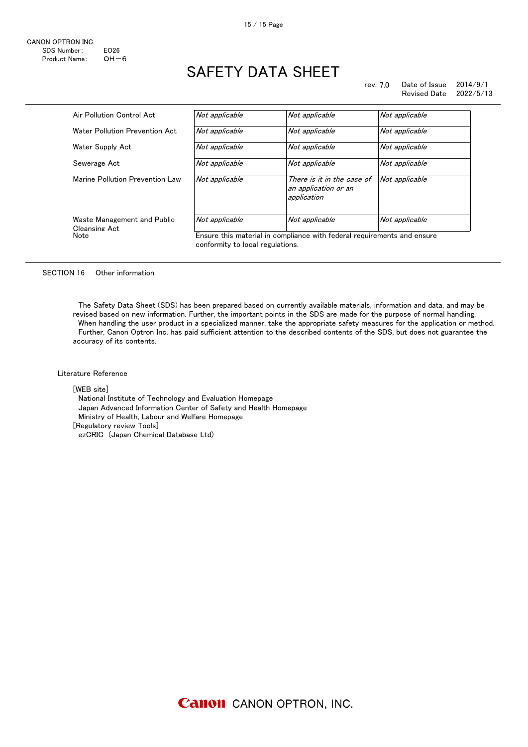CANON OPTRON INC.
SDS Number: E026
Product Name: OH−6

# SAFETY DATA SHEET

rev. 7.0 Date of Issue 2014/9/1
Revised Date 2022/5/13

| | | | |
|---|---|---|---|
| Air Pollution Control Act | *Not applicable* | *Not applicable* | *Not applicable* |
| Water Pollution Prevention Act | *Not applicable* | *Not applicable* | *Not applicable* |
| Water Supply Act | *Not applicable* | *Not applicable* | *Not applicable* |
| Sewerage Act | *Not applicable* | *Not applicable* | *Not applicable* |
| Marine Pollution Prevention Law | *Not applicable* | *There is it in the case of an application or an application* | *Not applicable* |
| Waste Management and Public Cleansing Act | *Not applicable* | *Not applicable* | *Not applicable* |

Note: Ensure this material in compliance with federal requirements and ensure conformity to local regulations.

## SECTION 16 Other information

The Safety Data Sheet (SDS) has been prepared based on currently available materials, information and data, and may be revised based on new information. Further, the important points in the SDS are made for the purpose of normal handling.
When handling the user product in a specialized manner, take the appropriate safety measures for the application or method.
Further, Canon Optron Inc. has paid sufficient attention to the described contents of the SDS, but does not guarantee the accuracy of its contents.

Literature Reference

[WEB site]
National Institute of Technology and Evaluation Homepage
Japan Advanced Information Center of Safety and Health Homepage
Ministry of Health, Labour and Welfare Homepage
[Regulatory review Tools]
ezCRIC（Japan Chemical Database Ltd）

Canon CANON OPTRON, INC.